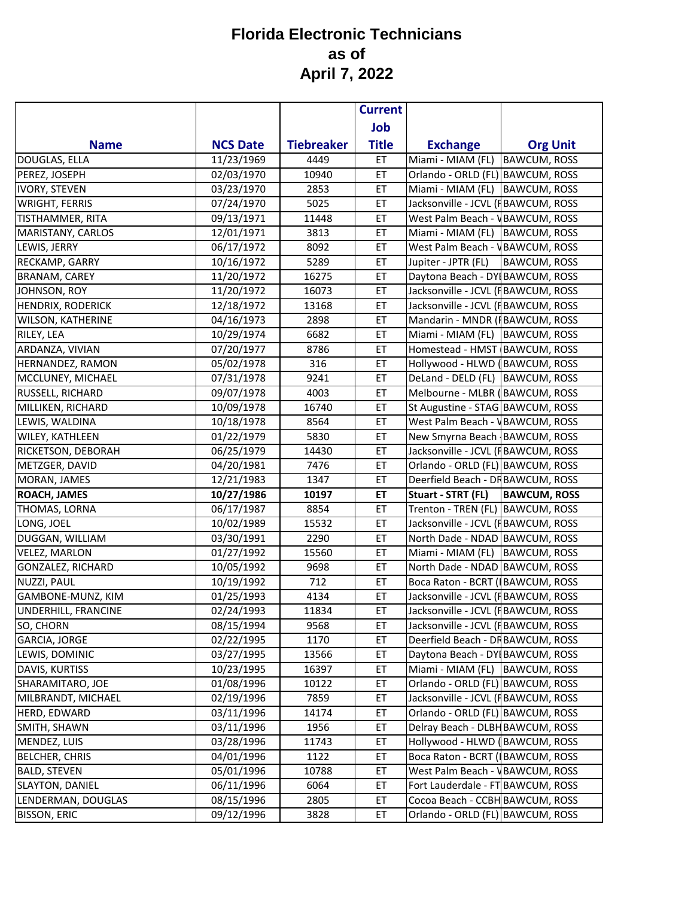# Florida Electronic Technicians
# as of
# April 7, 2022

| Name | NCS Date | Tiebreaker | Current Job Title | Exchange | Org Unit |
|---|---|---|---|---|---|
| DOUGLAS, ELLA | 11/23/1969 | 4449 | ET | Miami - MIAM (FL) | BAWCUM, ROSS |
| PEREZ, JOSEPH | 02/03/1970 | 10940 | ET | Orlando - ORLD (FL) | BAWCUM, ROSS |
| IVORY, STEVEN | 03/23/1970 | 2853 | ET | Miami - MIAM (FL) | BAWCUM, ROSS |
| WRIGHT, FERRIS | 07/24/1970 | 5025 | ET | Jacksonville - JCVL (F | BAWCUM, ROSS |
| TISTHAMMER, RITA | 09/13/1971 | 11448 | ET | West Palm Beach - V | BAWCUM, ROSS |
| MARISTANY, CARLOS | 12/01/1971 | 3813 | ET | Miami - MIAM (FL) | BAWCUM, ROSS |
| LEWIS, JERRY | 06/17/1972 | 8092 | ET | West Palm Beach - V | BAWCUM, ROSS |
| RECKAMP, GARRY | 10/16/1972 | 5289 | ET | Jupiter - JPTR (FL) | BAWCUM, ROSS |
| BRANAM, CAREY | 11/20/1972 | 16275 | ET | Daytona Beach - DY | BAWCUM, ROSS |
| JOHNSON, ROY | 11/20/1972 | 16073 | ET | Jacksonville - JCVL (F | BAWCUM, ROSS |
| HENDRIX, RODERICK | 12/18/1972 | 13168 | ET | Jacksonville - JCVL (F | BAWCUM, ROSS |
| WILSON, KATHERINE | 04/16/1973 | 2898 | ET | Mandarin - MNDR (F | BAWCUM, ROSS |
| RILEY, LEA | 10/29/1974 | 6682 | ET | Miami - MIAM (FL) | BAWCUM, ROSS |
| ARDANZA, VIVIAN | 07/20/1977 | 8786 | ET | Homestead - HMST | BAWCUM, ROSS |
| HERNANDEZ, RAMON | 05/02/1978 | 316 | ET | Hollywood - HLWD ( | BAWCUM, ROSS |
| MCCLUNEY, MICHAEL | 07/31/1978 | 9241 | ET | DeLand - DELD (FL) | BAWCUM, ROSS |
| RUSSELL, RICHARD | 09/07/1978 | 4003 | ET | Melbourne - MLBR ( | BAWCUM, ROSS |
| MILLIKEN, RICHARD | 10/09/1978 | 16740 | ET | St Augustine - STAG | BAWCUM, ROSS |
| LEWIS, WALDINA | 10/18/1978 | 8564 | ET | West Palm Beach - V | BAWCUM, ROSS |
| WILEY, KATHLEEN | 01/22/1979 | 5830 | ET | New Smyrna Beach | BAWCUM, ROSS |
| RICKETSON, DEBORAH | 06/25/1979 | 14430 | ET | Jacksonville - JCVL (F | BAWCUM, ROSS |
| METZGER, DAVID | 04/20/1981 | 7476 | ET | Orlando - ORLD (FL) | BAWCUM, ROSS |
| MORAN, JAMES | 12/21/1983 | 1347 | ET | Deerfield Beach - DF | BAWCUM, ROSS |
| **ROACH, JAMES** | **10/27/1986** | **10197** | **ET** | **Stuart - STRT (FL)** | **BAWCUM, ROSS** |
| THOMAS, LORNA | 06/17/1987 | 8854 | ET | Trenton - TREN (FL) | BAWCUM, ROSS |
| LONG, JOEL | 10/02/1989 | 15532 | ET | Jacksonville - JCVL (F | BAWCUM, ROSS |
| DUGGAN, WILLIAM | 03/30/1991 | 2290 | ET | North Dade - NDAD | BAWCUM, ROSS |
| VELEZ, MARLON | 01/27/1992 | 15560 | ET | Miami - MIAM (FL) | BAWCUM, ROSS |
| GONZALEZ, RICHARD | 10/05/1992 | 9698 | ET | North Dade - NDAD | BAWCUM, ROSS |
| NUZZI, PAUL | 10/19/1992 | 712 | ET | Boca Raton - BCRT ( | BAWCUM, ROSS |
| GAMBONE-MUNZ, KIM | 01/25/1993 | 4134 | ET | Jacksonville - JCVL (F | BAWCUM, ROSS |
| UNDERHILL, FRANCINE | 02/24/1993 | 11834 | ET | Jacksonville - JCVL (F | BAWCUM, ROSS |
| SO, CHORN | 08/15/1994 | 9568 | ET | Jacksonville - JCVL (F | BAWCUM, ROSS |
| GARCIA, JORGE | 02/22/1995 | 1170 | ET | Deerfield Beach - DF | BAWCUM, ROSS |
| LEWIS, DOMINIC | 03/27/1995 | 13566 | ET | Daytona Beach - DY | BAWCUM, ROSS |
| DAVIS, KURTISS | 10/23/1995 | 16397 | ET | Miami - MIAM (FL) | BAWCUM, ROSS |
| SHARAMITARO, JOE | 01/08/1996 | 10122 | ET | Orlando - ORLD (FL) | BAWCUM, ROSS |
| MILBRANDT, MICHAEL | 02/19/1996 | 7859 | ET | Jacksonville - JCVL (F | BAWCUM, ROSS |
| HERD, EDWARD | 03/11/1996 | 14174 | ET | Orlando - ORLD (FL) | BAWCUM, ROSS |
| SMITH, SHAWN | 03/11/1996 | 1956 | ET | Delray Beach - DLBH | BAWCUM, ROSS |
| MENDEZ, LUIS | 03/28/1996 | 11743 | ET | Hollywood - HLWD ( | BAWCUM, ROSS |
| BELCHER, CHRIS | 04/01/1996 | 1122 | ET | Boca Raton - BCRT ( | BAWCUM, ROSS |
| BALD, STEVEN | 05/01/1996 | 10788 | ET | West Palm Beach - V | BAWCUM, ROSS |
| SLAYTON, DANIEL | 06/11/1996 | 6064 | ET | Fort Lauderdale - FT | BAWCUM, ROSS |
| LENDERMAN, DOUGLAS | 08/15/1996 | 2805 | ET | Cocoa Beach - CCBH | BAWCUM, ROSS |
| BISSON, ERIC | 09/12/1996 | 3828 | ET | Orlando - ORLD (FL) | BAWCUM, ROSS |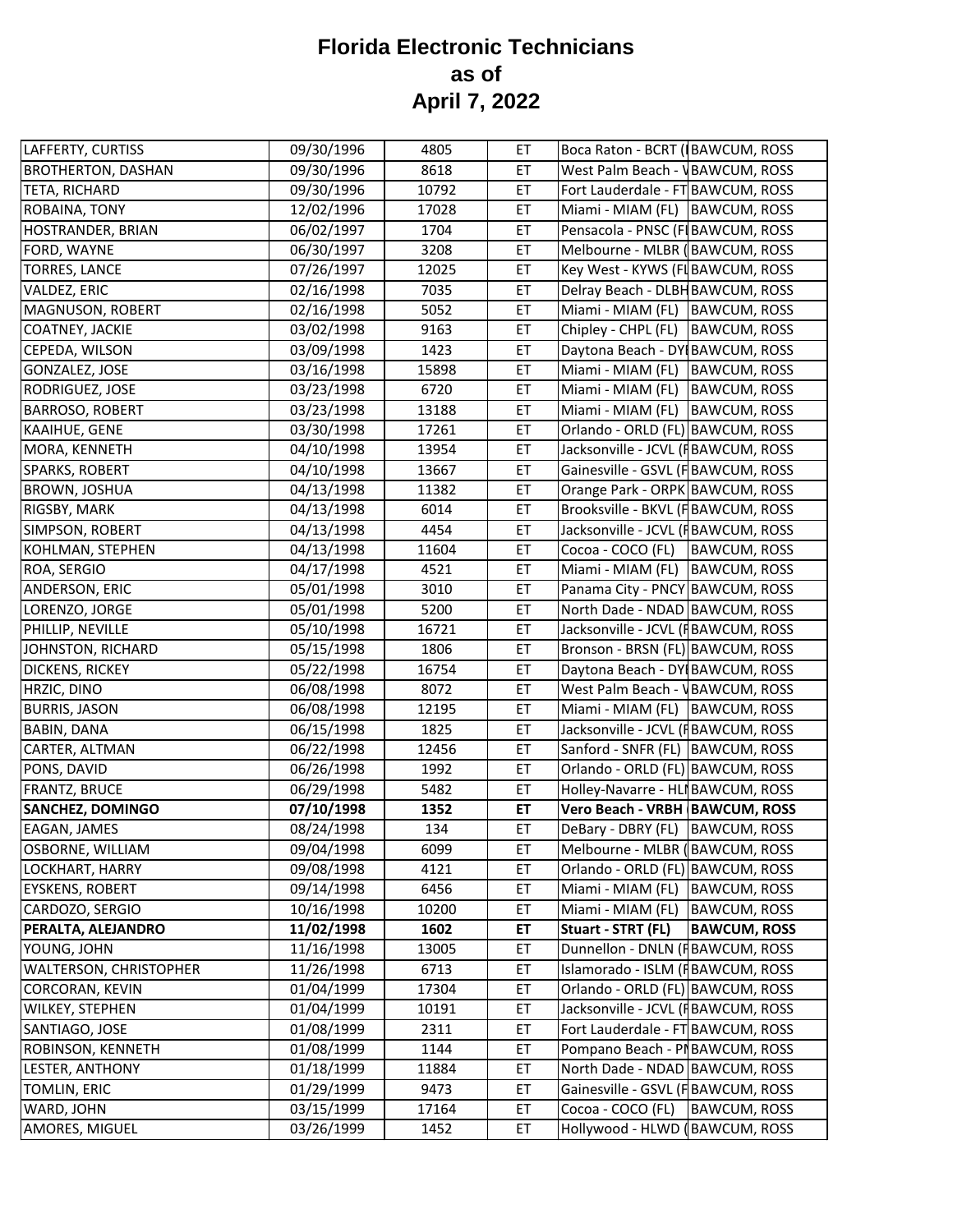# Florida Electronic Technicians as of April 7, 2022

| | | | | | |
|---|---|---|---|---|---|
| LAFFERTY, CURTISS | 09/30/1996 | 4805 | ET | Boca Raton - BCRT (I | BAWCUM, ROSS |
| BROTHERTON, DASHAN | 09/30/1996 | 8618 | ET | West Palm Beach - V | BAWCUM, ROSS |
| TETA, RICHARD | 09/30/1996 | 10792 | ET | Fort Lauderdale - FT | BAWCUM, ROSS |
| ROBAINA, TONY | 12/02/1996 | 17028 | ET | Miami - MIAM (FL) | BAWCUM, ROSS |
| HOSTRANDER, BRIAN | 06/02/1997 | 1704 | ET | Pensacola - PNSC (FI | BAWCUM, ROSS |
| FORD, WAYNE | 06/30/1997 | 3208 | ET | Melbourne - MLBR ( | BAWCUM, ROSS |
| TORRES, LANCE | 07/26/1997 | 12025 | ET | Key West - KYWS (FL | BAWCUM, ROSS |
| VALDEZ, ERIC | 02/16/1998 | 7035 | ET | Delray Beach - DLBH | BAWCUM, ROSS |
| MAGNUSON, ROBERT | 02/16/1998 | 5052 | ET | Miami - MIAM (FL) | BAWCUM, ROSS |
| COATNEY, JACKIE | 03/02/1998 | 9163 | ET | Chipley - CHPL (FL) | BAWCUM, ROSS |
| CEPEDA, WILSON | 03/09/1998 | 1423 | ET | Daytona Beach - DYI | BAWCUM, ROSS |
| GONZALEZ, JOSE | 03/16/1998 | 15898 | ET | Miami - MIAM (FL) | BAWCUM, ROSS |
| RODRIGUEZ, JOSE | 03/23/1998 | 6720 | ET | Miami - MIAM (FL) | BAWCUM, ROSS |
| BARROSO, ROBERT | 03/23/1998 | 13188 | ET | Miami - MIAM (FL) | BAWCUM, ROSS |
| KAAIHUE, GENE | 03/30/1998 | 17261 | ET | Orlando - ORLD (FL) | BAWCUM, ROSS |
| MORA, KENNETH | 04/10/1998 | 13954 | ET | Jacksonville - JCVL (F | BAWCUM, ROSS |
| SPARKS, ROBERT | 04/10/1998 | 13667 | ET | Gainesville - GSVL (F | BAWCUM, ROSS |
| BROWN, JOSHUA | 04/13/1998 | 11382 | ET | Orange Park - ORPK | BAWCUM, ROSS |
| RIGSBY, MARK | 04/13/1998 | 6014 | ET | Brooksville - BKVL (F | BAWCUM, ROSS |
| SIMPSON, ROBERT | 04/13/1998 | 4454 | ET | Jacksonville - JCVL (F | BAWCUM, ROSS |
| KOHLMAN, STEPHEN | 04/13/1998 | 11604 | ET | Cocoa - COCO (FL) | BAWCUM, ROSS |
| ROA, SERGIO | 04/17/1998 | 4521 | ET | Miami - MIAM (FL) | BAWCUM, ROSS |
| ANDERSON, ERIC | 05/01/1998 | 3010 | ET | Panama City - PNCY | BAWCUM, ROSS |
| LORENZO, JORGE | 05/01/1998 | 5200 | ET | North Dade - NDAD | BAWCUM, ROSS |
| PHILLIP, NEVILLE | 05/10/1998 | 16721 | ET | Jacksonville - JCVL (F | BAWCUM, ROSS |
| JOHNSTON, RICHARD | 05/15/1998 | 1806 | ET | Bronson - BRSN (FL) | BAWCUM, ROSS |
| DICKENS, RICKEY | 05/22/1998 | 16754 | ET | Daytona Beach - DYI | BAWCUM, ROSS |
| HRZIC, DINO | 06/08/1998 | 8072 | ET | West Palm Beach - V | BAWCUM, ROSS |
| BURRIS, JASON | 06/08/1998 | 12195 | ET | Miami - MIAM (FL) | BAWCUM, ROSS |
| BABIN, DANA | 06/15/1998 | 1825 | ET | Jacksonville - JCVL (F | BAWCUM, ROSS |
| CARTER, ALTMAN | 06/22/1998 | 12456 | ET | Sanford - SNFR (FL) | BAWCUM, ROSS |
| PONS, DAVID | 06/26/1998 | 1992 | ET | Orlando - ORLD (FL) | BAWCUM, ROSS |
| FRANTZ, BRUCE | 06/29/1998 | 5482 | ET | Holley-Navarre - HLI | BAWCUM, ROSS |
| **SANCHEZ, DOMINGO** | **07/10/1998** | **1352** | **ET** | **Vero Beach - VRBH (** | **BAWCUM, ROSS** |
| EAGAN, JAMES | 08/24/1998 | 134 | ET | DeBary - DBRY (FL) | BAWCUM, ROSS |
| OSBORNE, WILLIAM | 09/04/1998 | 6099 | ET | Melbourne - MLBR ( | BAWCUM, ROSS |
| LOCKHART, HARRY | 09/08/1998 | 4121 | ET | Orlando - ORLD (FL) | BAWCUM, ROSS |
| EYSKENS, ROBERT | 09/14/1998 | 6456 | ET | Miami - MIAM (FL) | BAWCUM, ROSS |
| CARDOZO, SERGIO | 10/16/1998 | 10200 | ET | Miami - MIAM (FL) | BAWCUM, ROSS |
| **PERALTA, ALEJANDRO** | **11/02/1998** | **1602** | **ET** | **Stuart - STRT (FL)** | **BAWCUM, ROSS** |
| YOUNG, JOHN | 11/16/1998 | 13005 | ET | Dunnellon - DNLN (F | BAWCUM, ROSS |
| WALTERSON, CHRISTOPHER | 11/26/1998 | 6713 | ET | Islamorado - ISLM (F | BAWCUM, ROSS |
| CORCORAN, KEVIN | 01/04/1999 | 17304 | ET | Orlando - ORLD (FL) | BAWCUM, ROSS |
| WILKEY, STEPHEN | 01/04/1999 | 10191 | ET | Jacksonville - JCVL (F | BAWCUM, ROSS |
| SANTIAGO, JOSE | 01/08/1999 | 2311 | ET | Fort Lauderdale - FT | BAWCUM, ROSS |
| ROBINSON, KENNETH | 01/08/1999 | 1144 | ET | Pompano Beach - PI | BAWCUM, ROSS |
| LESTER, ANTHONY | 01/18/1999 | 11884 | ET | North Dade - NDAD | BAWCUM, ROSS |
| TOMLIN, ERIC | 01/29/1999 | 9473 | ET | Gainesville - GSVL (F | BAWCUM, ROSS |
| WARD, JOHN | 03/15/1999 | 17164 | ET | Cocoa - COCO (FL) | BAWCUM, ROSS |
| AMORES, MIGUEL | 03/26/1999 | 1452 | ET | Hollywood - HLWD ( | BAWCUM, ROSS |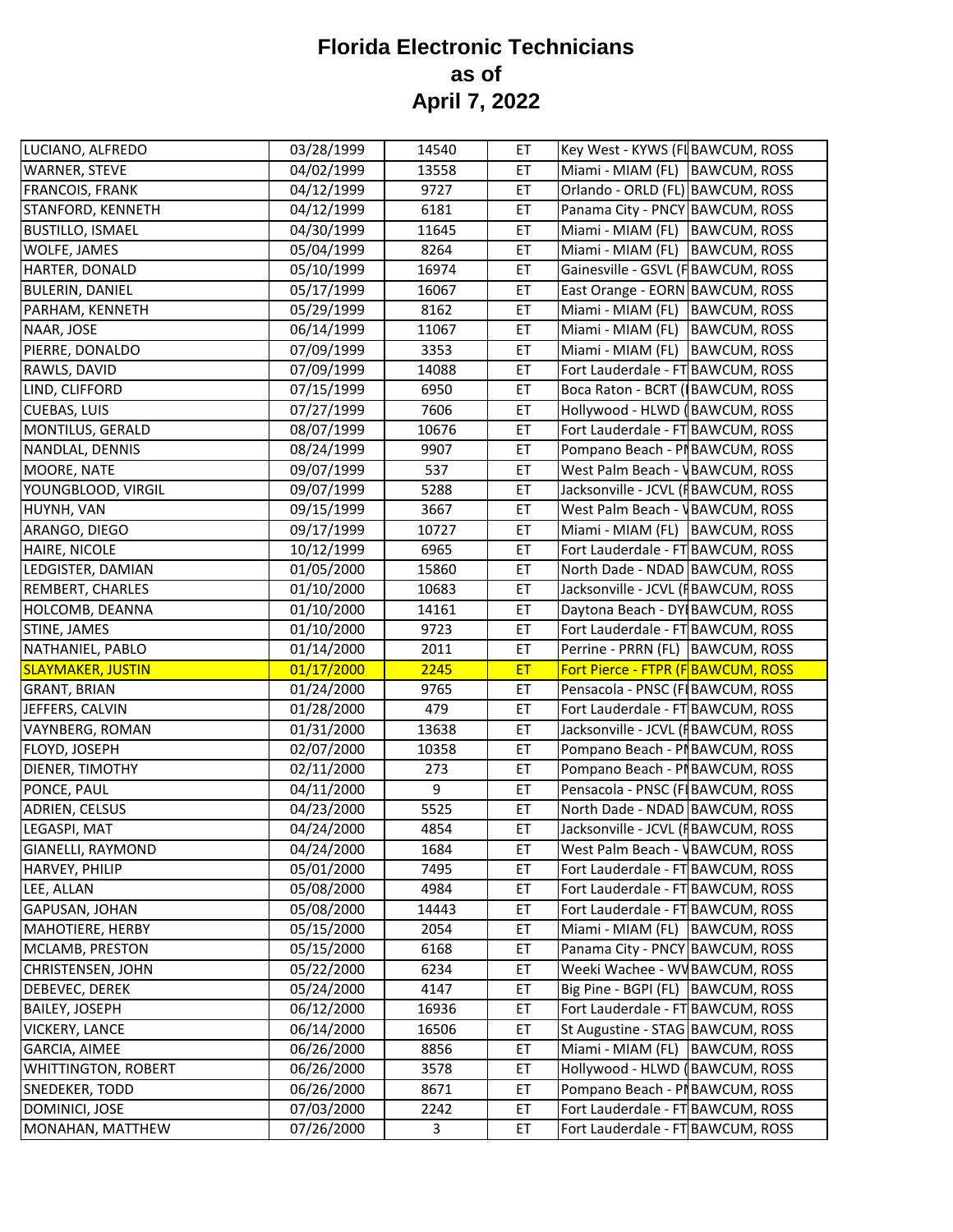# Florida Electronic Technicians as of April 7, 2022

| | | | | | |
|---|---|---|---|---|---|
| LUCIANO, ALFREDO | 03/28/1999 | 14540 | ET | Key West - KYWS (FL | BAWCUM, ROSS |
| WARNER, STEVE | 04/02/1999 | 13558 | ET | Miami - MIAM (FL) | BAWCUM, ROSS |
| FRANCOIS, FRANK | 04/12/1999 | 9727 | ET | Orlando - ORLD (FL) | BAWCUM, ROSS |
| STANFORD, KENNETH | 04/12/1999 | 6181 | ET | Panama City - PNCY | BAWCUM, ROSS |
| BUSTILLO, ISMAEL | 04/30/1999 | 11645 | ET | Miami - MIAM (FL) | BAWCUM, ROSS |
| WOLFE, JAMES | 05/04/1999 | 8264 | ET | Miami - MIAM (FL) | BAWCUM, ROSS |
| HARTER, DONALD | 05/10/1999 | 16974 | ET | Gainesville - GSVL (F | BAWCUM, ROSS |
| BULERIN, DANIEL | 05/17/1999 | 16067 | ET | East Orange - EORN | BAWCUM, ROSS |
| PARHAM, KENNETH | 05/29/1999 | 8162 | ET | Miami - MIAM (FL) | BAWCUM, ROSS |
| NAAR, JOSE | 06/14/1999 | 11067 | ET | Miami - MIAM (FL) | BAWCUM, ROSS |
| PIERRE, DONALDO | 07/09/1999 | 3353 | ET | Miami - MIAM (FL) | BAWCUM, ROSS |
| RAWLS, DAVID | 07/09/1999 | 14088 | ET | Fort Lauderdale - FT | BAWCUM, ROSS |
| LIND, CLIFFORD | 07/15/1999 | 6950 | ET | Boca Raton - BCRT ( | BAWCUM, ROSS |
| CUEBAS, LUIS | 07/27/1999 | 7606 | ET | Hollywood - HLWD ( | BAWCUM, ROSS |
| MONTILUS, GERALD | 08/07/1999 | 10676 | ET | Fort Lauderdale - FT | BAWCUM, ROSS |
| NANDLAL, DENNIS | 08/24/1999 | 9907 | ET | Pompano Beach - PN | BAWCUM, ROSS |
| MOORE, NATE | 09/07/1999 | 537 | ET | West Palm Beach - W | BAWCUM, ROSS |
| YOUNGBLOOD, VIRGIL | 09/07/1999 | 5288 | ET | Jacksonville - JCVL (F | BAWCUM, ROSS |
| HUYNH, VAN | 09/15/1999 | 3667 | ET | West Palm Beach - W | BAWCUM, ROSS |
| ARANGO, DIEGO | 09/17/1999 | 10727 | ET | Miami - MIAM (FL) | BAWCUM, ROSS |
| HAIRE, NICOLE | 10/12/1999 | 6965 | ET | Fort Lauderdale - FT | BAWCUM, ROSS |
| LEDGISTER, DAMIAN | 01/05/2000 | 15860 | ET | North Dade - NDAD | BAWCUM, ROSS |
| REMBERT, CHARLES | 01/10/2000 | 10683 | ET | Jacksonville - JCVL (F | BAWCUM, ROSS |
| HOLCOMB, DEANNA | 01/10/2000 | 14161 | ET | Daytona Beach - DY | BAWCUM, ROSS |
| STINE, JAMES | 01/10/2000 | 9723 | ET | Fort Lauderdale - FT | BAWCUM, ROSS |
| NATHANIEL, PABLO | 01/14/2000 | 2011 | ET | Perrine - PRRN (FL) | BAWCUM, ROSS |
| SLAYMAKER, JUSTIN | 01/17/2000 | 2245 | ET | Fort Pierce - FTPR (F | BAWCUM, ROSS |
| GRANT, BRIAN | 01/24/2000 | 9765 | ET | Pensacola - PNSC (FL | BAWCUM, ROSS |
| JEFFERS, CALVIN | 01/28/2000 | 479 | ET | Fort Lauderdale - FT | BAWCUM, ROSS |
| VAYNBERG, ROMAN | 01/31/2000 | 13638 | ET | Jacksonville - JCVL (F | BAWCUM, ROSS |
| FLOYD, JOSEPH | 02/07/2000 | 10358 | ET | Pompano Beach - PN | BAWCUM, ROSS |
| DIENER, TIMOTHY | 02/11/2000 | 273 | ET | Pompano Beach - PN | BAWCUM, ROSS |
| PONCE, PAUL | 04/11/2000 | 9 | ET | Pensacola - PNSC (FL | BAWCUM, ROSS |
| ADRIEN, CELSUS | 04/23/2000 | 5525 | ET | North Dade - NDAD | BAWCUM, ROSS |
| LEGASPI, MAT | 04/24/2000 | 4854 | ET | Jacksonville - JCVL (F | BAWCUM, ROSS |
| GIANELLI, RAYMOND | 04/24/2000 | 1684 | ET | West Palm Beach - W | BAWCUM, ROSS |
| HARVEY, PHILIP | 05/01/2000 | 7495 | ET | Fort Lauderdale - FT | BAWCUM, ROSS |
| LEE, ALLAN | 05/08/2000 | 4984 | ET | Fort Lauderdale - FT | BAWCUM, ROSS |
| GAPUSAN, JOHAN | 05/08/2000 | 14443 | ET | Fort Lauderdale - FT | BAWCUM, ROSS |
| MAHOTIERE, HERBY | 05/15/2000 | 2054 | ET | Miami - MIAM (FL) | BAWCUM, ROSS |
| MCLAMB, PRESTON | 05/15/2000 | 6168 | ET | Panama City - PNCY | BAWCUM, ROSS |
| CHRISTENSEN, JOHN | 05/22/2000 | 6234 | ET | Weeki Wachee - WV | BAWCUM, ROSS |
| DEBEVEC, DEREK | 05/24/2000 | 4147 | ET | Big Pine - BGPI (FL) | BAWCUM, ROSS |
| BAILEY, JOSEPH | 06/12/2000 | 16936 | ET | Fort Lauderdale - FT | BAWCUM, ROSS |
| VICKERY, LANCE | 06/14/2000 | 16506 | ET | St Augustine - STAG | BAWCUM, ROSS |
| GARCIA, AIMEE | 06/26/2000 | 8856 | ET | Miami - MIAM (FL) | BAWCUM, ROSS |
| WHITTINGTON, ROBERT | 06/26/2000 | 3578 | ET | Hollywood - HLWD ( | BAWCUM, ROSS |
| SNEDEKER, TODD | 06/26/2000 | 8671 | ET | Pompano Beach - PN | BAWCUM, ROSS |
| DOMINICI, JOSE | 07/03/2000 | 2242 | ET | Fort Lauderdale - FT | BAWCUM, ROSS |
| MONAHAN, MATTHEW | 07/26/2000 | 3 | ET | Fort Lauderdale - FT | BAWCUM, ROSS |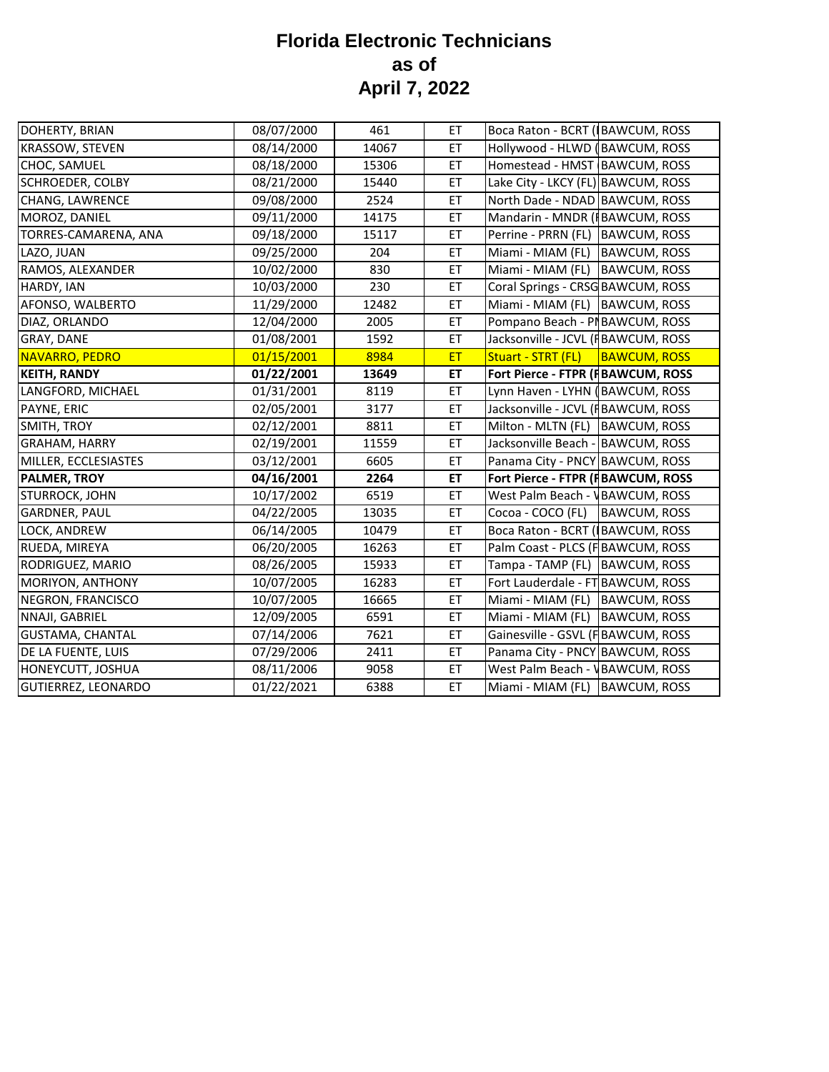# Florida Electronic Technicians as of April 7, 2022

| | | | | | |
|---|---|---|---|---|---|
| DOHERTY, BRIAN | 08/07/2000 | 461 | ET | Boca Raton - BCRT ( | BAWCUM, ROSS |
| KRASSOW, STEVEN | 08/14/2000 | 14067 | ET | Hollywood - HLWD ( | BAWCUM, ROSS |
| CHOC, SAMUEL | 08/18/2000 | 15306 | ET | Homestead - HMST | BAWCUM, ROSS |
| SCHROEDER, COLBY | 08/21/2000 | 15440 | ET | Lake City - LKCY (FL) | BAWCUM, ROSS |
| CHANG, LAWRENCE | 09/08/2000 | 2524 | ET | North Dade - NDAD | BAWCUM, ROSS |
| MOROZ, DANIEL | 09/11/2000 | 14175 | ET | Mandarin - MNDR ( | BAWCUM, ROSS |
| TORRES-CAMARENA, ANA | 09/18/2000 | 15117 | ET | Perrine - PRRN (FL) | BAWCUM, ROSS |
| LAZO, JUAN | 09/25/2000 | 204 | ET | Miami - MIAM (FL) | BAWCUM, ROSS |
| RAMOS, ALEXANDER | 10/02/2000 | 830 | ET | Miami - MIAM (FL) | BAWCUM, ROSS |
| HARDY, IAN | 10/03/2000 | 230 | ET | Coral Springs - CRSG | BAWCUM, ROSS |
| AFONSO, WALBERTO | 11/29/2000 | 12482 | ET | Miami - MIAM (FL) | BAWCUM, ROSS |
| DIAZ, ORLANDO | 12/04/2000 | 2005 | ET | Pompano Beach - P | BAWCUM, ROSS |
| GRAY, DANE | 01/08/2001 | 1592 | ET | Jacksonville - JCVL ( | BAWCUM, ROSS |
| NAVARRO, PEDRO | 01/15/2001 | 8984 | ET | Stuart - STRT (FL) | BAWCUM, ROSS |
| **KEITH, RANDY** | **01/22/2001** | **13649** | **ET** | **Fort Pierce - FTPR (** | **BAWCUM, ROSS** |
| LANGFORD, MICHAEL | 01/31/2001 | 8119 | ET | Lynn Haven - LYHN ( | BAWCUM, ROSS |
| PAYNE, ERIC | 02/05/2001 | 3177 | ET | Jacksonville - JCVL ( | BAWCUM, ROSS |
| SMITH, TROY | 02/12/2001 | 8811 | ET | Milton - MLTN (FL) | BAWCUM, ROSS |
| GRAHAM, HARRY | 02/19/2001 | 11559 | ET | Jacksonville Beach - | BAWCUM, ROSS |
| MILLER, ECCLESIASTES | 03/12/2001 | 6605 | ET | Panama City - PNCY | BAWCUM, ROSS |
| **PALMER, TROY** | **04/16/2001** | **2264** | **ET** | **Fort Pierce - FTPR (** | **BAWCUM, ROSS** |
| STURROCK, JOHN | 10/17/2002 | 6519 | ET | West Palm Beach - | BAWCUM, ROSS |
| GARDNER, PAUL | 04/22/2005 | 13035 | ET | Cocoa - COCO (FL) | BAWCUM, ROSS |
| LOCK, ANDREW | 06/14/2005 | 10479 | ET | Boca Raton - BCRT ( | BAWCUM, ROSS |
| RUEDA, MIREYA | 06/20/2005 | 16263 | ET | Palm Coast - PLCS ( | BAWCUM, ROSS |
| RODRIGUEZ, MARIO | 08/26/2005 | 15933 | ET | Tampa - TAMP (FL) | BAWCUM, ROSS |
| MORIYON, ANTHONY | 10/07/2005 | 16283 | ET | Fort Lauderdale - FT | BAWCUM, ROSS |
| NEGRON, FRANCISCO | 10/07/2005 | 16665 | ET | Miami - MIAM (FL) | BAWCUM, ROSS |
| NNAJI, GABRIEL | 12/09/2005 | 6591 | ET | Miami - MIAM (FL) | BAWCUM, ROSS |
| GUSTAMA, CHANTAL | 07/14/2006 | 7621 | ET | Gainesville - GSVL ( | BAWCUM, ROSS |
| DE LA FUENTE, LUIS | 07/29/2006 | 2411 | ET | Panama City - PNCY | BAWCUM, ROSS |
| HONEYCUTT, JOSHUA | 08/11/2006 | 9058 | ET | West Palm Beach - | BAWCUM, ROSS |
| GUTIERREZ, LEONARDO | 01/22/2021 | 6388 | ET | Miami - MIAM (FL) | BAWCUM, ROSS |